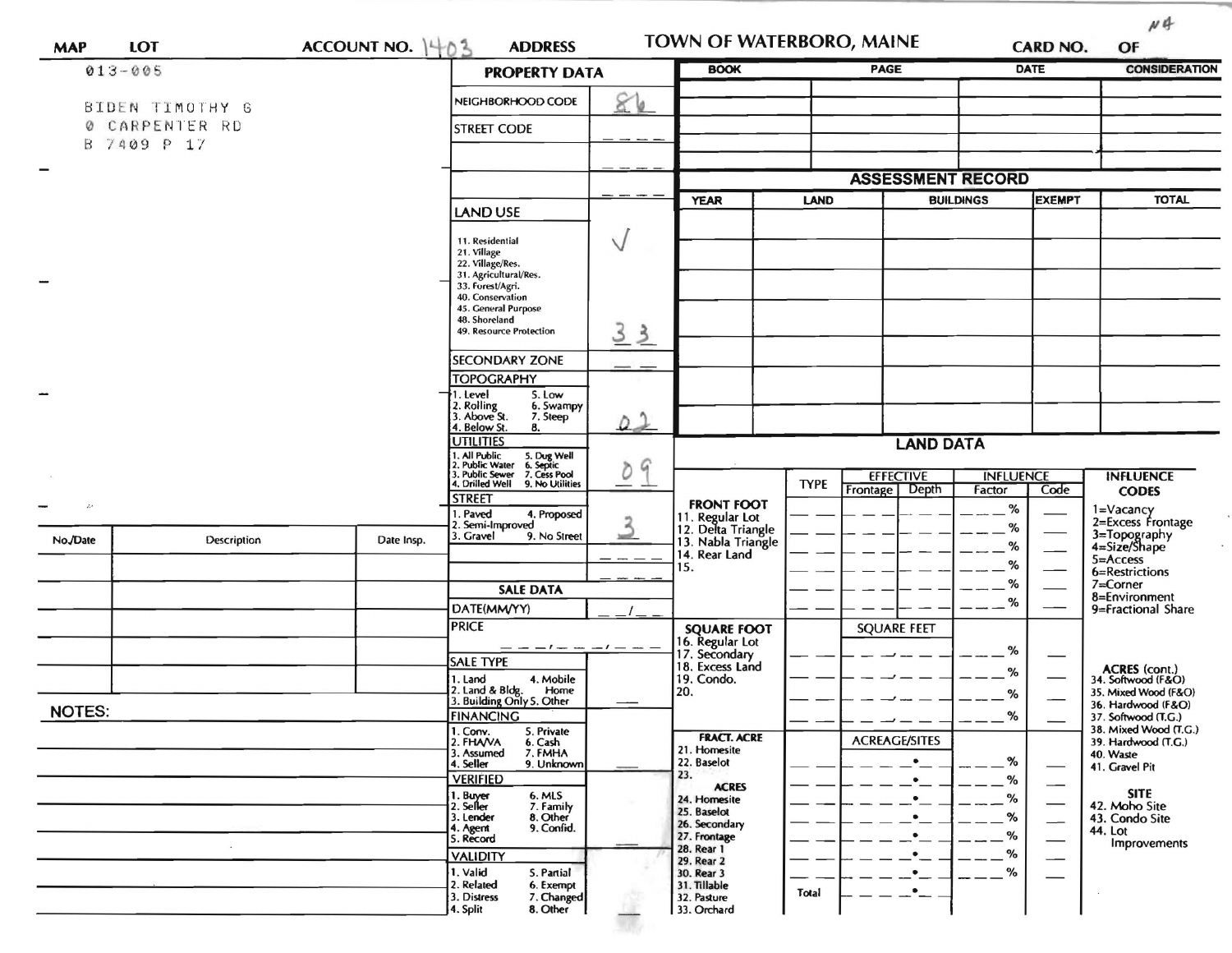| MAP | LOT | ACCOUNT NO. 1403 | ADDRESS | TOWN OF WATERBORO, MAINE | CARD NO. | OF |
|---|---|---|---|---|---|---|

N4

013-005

BIDEN TIMOTHY G
0 CARPENTER RD
B 7409 P 17

## PROPERTY DATA

| | |
|---|---|
| NEIGHBORHOOD CODE | 86 |
| STREET CODE | |

**LAND USE**

11. Residential
21. Village
22. Village/Res.
31. Agricultural/Res.
33. Forest/Agri.
40. Conservation
45. General Purpose
48. Shoreland
49. Resource Protection

✓ 33

**SECONDARY ZONE**

**TOPOGRAPHY**: 1. Level, 2. Rolling, 3. Above St., 4. Below St., 5. Low, 6. Swampy, 7. Steep, 8. — **02**

**UTILITIES**: 1. All Public, 2. Public Water, 3. Public Sewer, 4. Drilled Well, 5. Dug Well, 6. Septic, 7. Cess Pool, 9. No Utilities — **09**

**STREET**: 1. Paved, 2. Semi-Improved, 3. Gravel, 4. Proposed, 9. No Street — **3**

**SALE DATA**

DATE(MM/YY)

PRICE

SALE TYPE: 1. Land, 2. Land & Bldg., 3. Building Only, 4. Mobile Home, 5. Other

FINANCING: 1. Conv., 2. FHA/VA, 3. Assumed, 4. Seller, 5. Private, 6. Cash, 7. FMHA, 9. Unknown

VERIFIED: 1. Buyer, 2. Seller, 3. Lender, 4. Agent, 5. Record, 6. MLS, 7. Family, 8. Other, 9. Confid.

VALIDITY: 1. Valid, 2. Related, 3. Distress, 4. Split, 5. Partial, 6. Exempt, 7. Changed, 8. Other

| BOOK | PAGE | DATE | CONSIDERATION |
|---|---|---|---|
| | | | |

## ASSESSMENT RECORD

| YEAR | LAND | BUILDINGS | EXEMPT | TOTAL |
|---|---|---|---|---|
| | | | | |

## LAND DATA

| | TYPE | EFFECTIVE Frontage | EFFECTIVE Depth | INFLUENCE Factor | INFLUENCE Code |
|---|---|---|---|---|---|
| FRONT FOOT: 11. Regular Lot, 12. Delta Triangle, 13. Nabla Triangle, 14. Rear Land, 15. | | | | % | |
| SQUARE FOOT: 16. Regular Lot, 17. Secondary, 18. Excess Land, 19. Condo., 20. | | SQUARE FEET | | % | |
| FRACT. ACRE: 21. Homesite, 22. Baselot, 23. ACRES: 24. Homesite, 25. Baselot, 26. Secondary, 27. Frontage, 28. Rear 1, 29. Rear 2, 30. Rear 3, 31. Tillable, 32. Pasture, 33. Orchard | | ACREAGE/SITES | | % | |
| | Total | | | | |

**INFLUENCE CODES**
1=Vacancy
2=Excess Frontage
3=Topography
4=Size/Shape
5=Access
6=Restrictions
7=Corner
8=Environment
9=Fractional Share

**ACRES (cont.)**
34. Softwood (F&O)
35. Mixed Wood (F&O)
36. Hardwood (F&O)
37. Softwood (T.G.)
38. Mixed Wood (T.G.)
39. Hardwood (T.G.)
40. Waste
41. Gravel Pit

**SITE**
42. Moho Site
43. Condo Site
44. Lot Improvements

| No./Date | Description | Date Insp. |
|---|---|---|
| | | |

**NOTES:**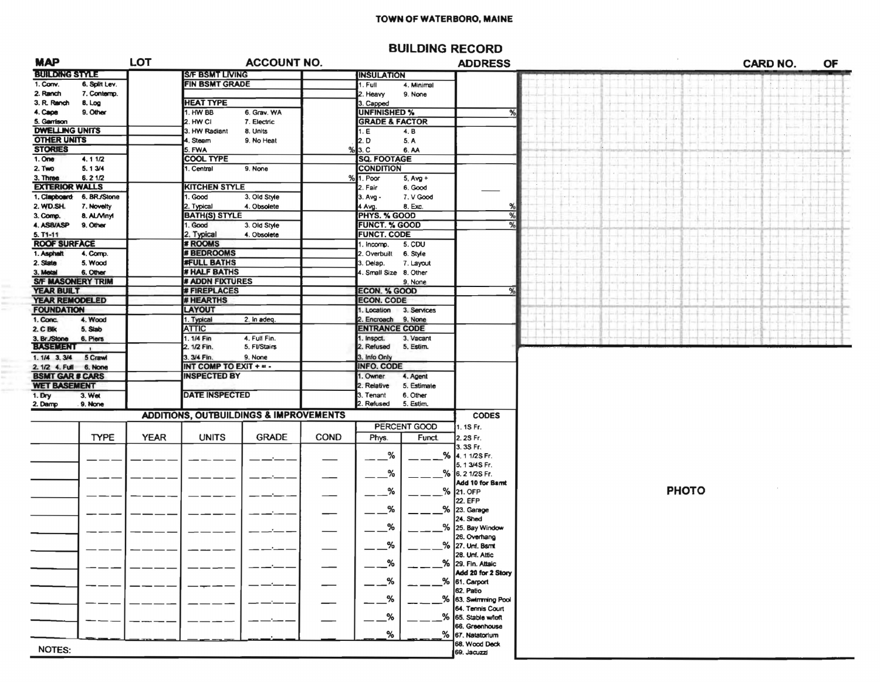**TOWN OF WATERBORO, MAINE**

## BUILDING RECORD

MAP　　LOT　　ACCOUNT NO.　　ADDRESS　　CARD NO.　　OF

| | | | | | |
|---|---|---|---|---|---|
| **BUILDING STYLE** | | **S/F BSMT LIVING** | | **INSULATION** | |
| 1. Conv. 6. Split Lev. | | **FIN BSMT GRADE** | | 1. Full 4. Minimal | |
| 2. Ranch 7. Contemp. | | | | 2. Heavy 9. None | |
| 3. R. Ranch 8. Log | | **HEAT TYPE** | | 3. Capped | |
| 4. Cape 9. Other | | 1. HW BB 6. Grav. WA | | **UNFINISHED %** | % |
| 5. Garrison | | 2. HW CI 7. Electric | | **GRADE & FACTOR** | |
| **DWELLING UNITS** | | 3. HW Radiant 8. Units | | 1. E 4. B | |
| **OTHER UNITS** | | 4. Steam 9. No Heat | | 2. D 5. A | |
| **STORIES** | | 5. FWA | % | 3. C 6. AA | |
| 1. One 4. 1 1/2 | | **COOL TYPE** | | **SQ. FOOTAGE** | |
| 2. Two 5. 1 3/4 | | 1. Central 9. None | | **CONDITION** | |
| 3. Three 6. 2 1/2 | | | % | 1. Poor 5. Avg + | |
| **EXTERIOR WALLS** | | **KITCHEN STYLE** | | 2. Fair 6. Good | |
| 1. Clapboard 6. BR./Stone | | 1. Good 3. Old Style | | 3. Avg - 7. V Good | |
| 2. WD.SH. 7. Novelty | | 2. Typical 4. Obsolete | | 4. Avg. 8. Exc. | % |
| 3. Comp. 8. AL/Vinyl | | **BATH(S) STYLE** | | **PHYS. % GOOD** | % |
| 4. ASB/ASP 9. Other | | 1. Good 3. Old Style | | **FUNCT. % GOOD** | % |
| 5. T1-11 | | 2. Typical 4. Obsolete | | **FUNCT. CODE** | |
| **ROOF SURFACE** | | **# ROOMS** | | 1. Incomp. 5. CDU | |
| 1. Asphalt 4. Comp. | | **# BEDROOMS** | | 2. Overbuilt 6. Style | |
| 2. Slate 5. Wood | | **#FULL BATHS** | | 3. Delap. 7. Layout | |
| 3. Metal 6. Other | | **# HALF BATHS** | | 4. Small Size 8. Other | |
| **S/F MASONERY TRIM** | | **# ADDN FIXTURES** | | 9. None | |
| **YEAR BUILT** | | **# FIREPLACES** | | **ECON. % GOOD** | % |
| **YEAR REMODELED** | | **# HEARTHS** | | **ECON. CODE** | |
| **FOUNDATION** | | **LAYOUT** | | 1. Location 3. Services | |
| 1. Conc. 4. Wood | | 1. Typical 2. In adeq. | | 2. Encroach 9. None | |
| 2. C Blk 5. Slab | | **ATTIC** | | **ENTRANCE CODE** | |
| 3. Br./Stone 6. Piers | | 1. 1/4 Fin 4. Full Fin. | | 1. Inspct. 3. Vacant | |
| **BASEMENT** | | 2. 1/2 Fin. 5. Fl/Stairs | | 2. Refused 5. Estim. | |
| 1. 1/4 3. 3/4 5 Crawl | | 3. 3/4 Fin. 9. None | | 3. Info Only | |
| 2. 1/2 4. Full 6. None | | **INT COMP TO EXIT + = -** | | **INFO. CODE** | |
| **BSMT GAR # CARS** | | **INSPECTED BY** | | 1. Owner 4. Agent | |
| **WET BASEMENT** | | | | 2. Relative 5. Estimate | |
| 1. Dry 3. Wet | | **DATE INSPECTED** | | 3. Tenant 6. Other | |
| 2. Damp 9. None | | | | 2. Refused 5. Estim. | |

### ADDITIONS, OUTBUILDINGS & IMPROVEMENTS

| | TYPE | YEAR | UNITS | GRADE | COND | PERCENT GOOD Phys. | Funct. |
|---|---|---|---|---|---|---|---|
| | | | | . | | % | % |
| | | | | . | | % | % |
| | | | | . | | % | % |
| | | | | . | | % | % |
| | | | | . | | % | % |
| | | | | . | | % | % |
| | | | | . | | % | % |
| | | | | . | | % | % |
| | | | | . | | % | % |
| | | | | . | | % | % |
| | | | | . | | % | % |

NOTES:

**CODES**

1. 1S Fr.
2. 2S Fr.
3. 3S Fr.
4. 1 1/2S Fr.
5. 1 3/4S Fr.
6. 2 1/2S Fr.

**Add 10 for Bsmt**

21. OFP
22. EFP
23. Garage
24. Shed
25. Bay Window
26. Overhang
27. Unf. Bsmt
28. Unf. Attic
29. Fin. Attaic

**Add 20 for 2 Story**

61. Carport
62. Patio
63. Swimming Pool
64. Tennis Court
65. Stable w/loft
66. Greenhouse
67. Natatorium
68. Wood Deck
69. Jacuzzi

**PHOTO**